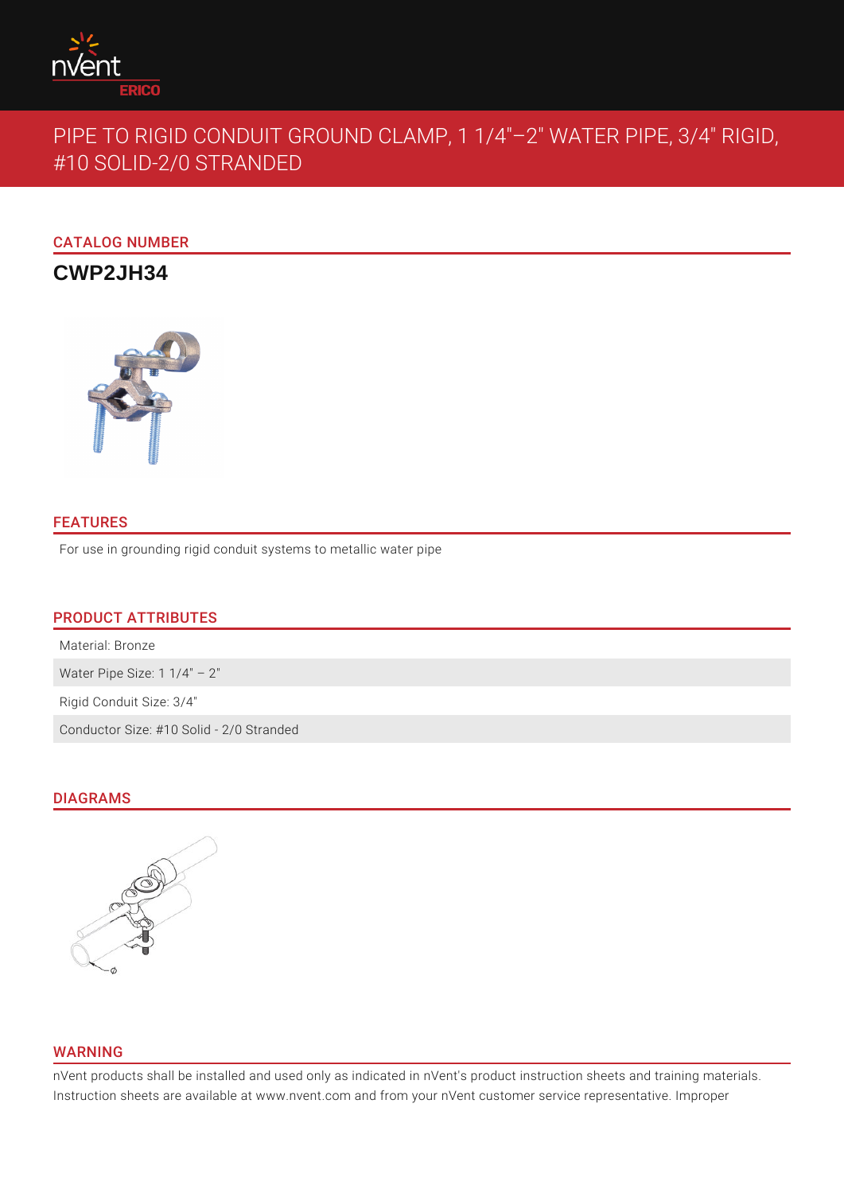# PIPE TO RIGID CONDUIT GROUND CLAMP, 1 1/4"–2" WATER PIPE, 3/4" RIGID, #10 SOLID-2/0 STRANDED

## CATALOG NUMBER

### CWP2JH34

## FEATURES

For use in grounding rigid conduit systems to metallic water pipe

## PRODUCT ATTRIBUTES

| |
|---|
| Material: Bronze |
| Water Pipe Size: 1 1/4" – 2" |
| Rigid Conduit Size: 3/4" |
| Conductor Size: #10 Solid - 2/0 Stranded |

## DIAGRAMS

## WARNING

nVent products shall be installed and used only as indicated in nVent's product instruction sheets and training materials. Instruction sheets are available at www.nvent.com and from your nVent customer service representative. Improper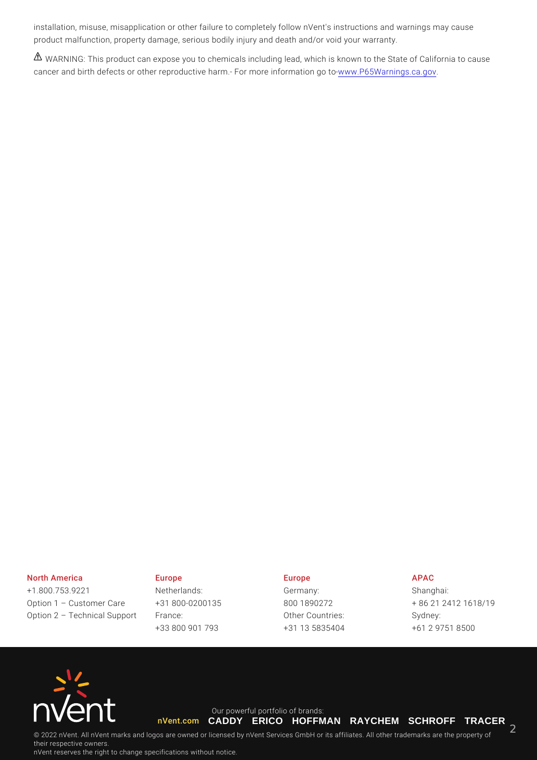installation, misuse, misapplication or other failure to completely follow nVent's instructions and warnings may cause product malfunction, property damage, serious bodily injury and death and/or void your warranty.

⚠ WARNING: This product can expose you to chemicals including lead, which is known to the State of California to cause cancer and birth defects or other reproductive harm.- For more information go to-www.P65Warnings.ca.gov.

**North America**
+1.800.753.9221
Option 1 – Customer Care
Option 2 – Technical Support

**Europe**
Netherlands:
+31 800-0200135
France:
+33 800 901 793

**Europe**
Germany:
800 1890272
Other Countries:
+31 13 5835404

**APAC**
Shanghai:
+ 86 21 2412 1618/19
Sydney:
+61 2 9751 8500

Our powerful portfolio of brands:
nVent.com CADDY ERICO HOFFMAN RAYCHEM SCHROFF TRACER

© 2022 nVent. All nVent marks and logos are owned or licensed by nVent Services GmbH or its affiliates. All other trademarks are the property of their respective owners.
nVent reserves the right to change specifications without notice.